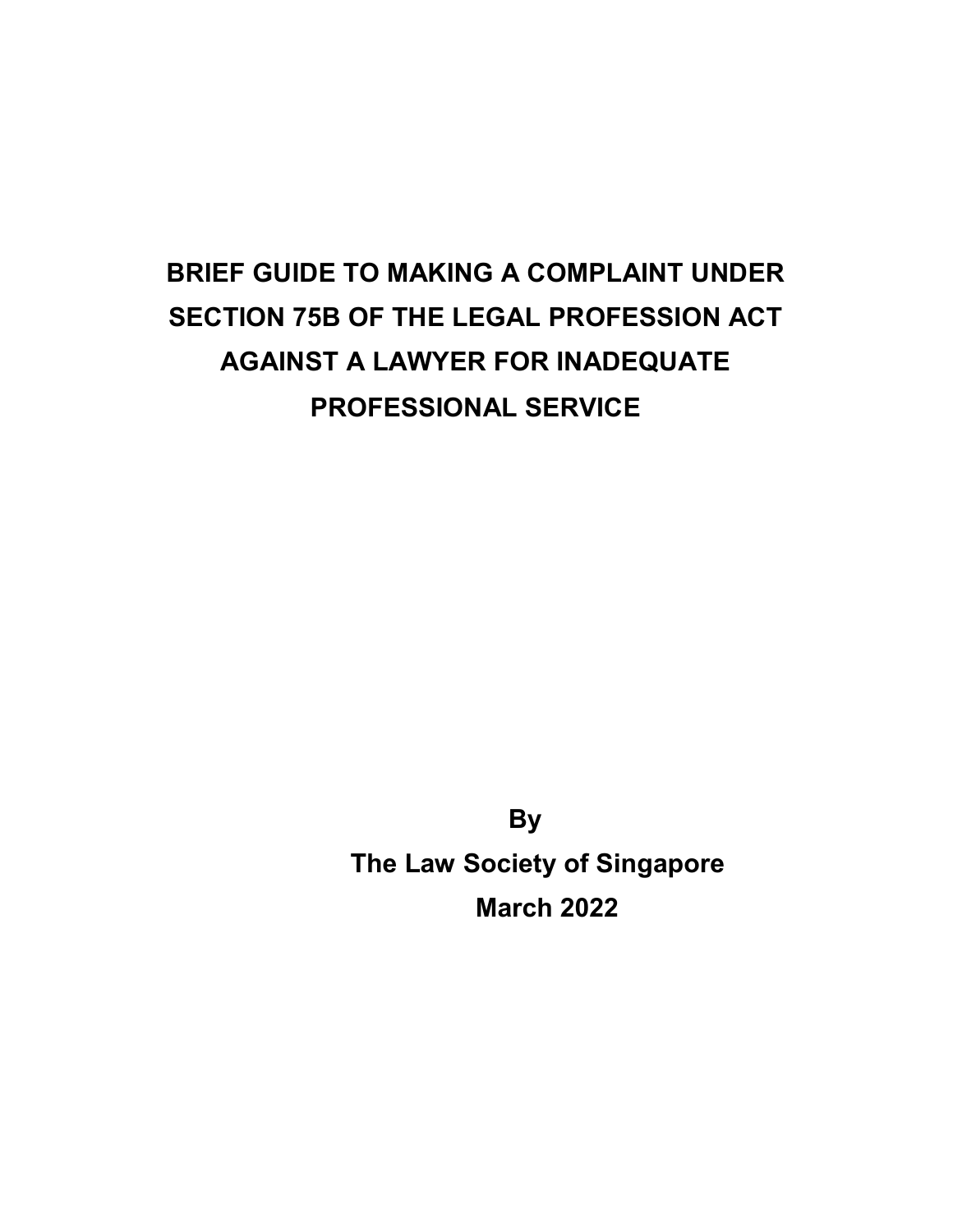# BRIEF GUIDE TO MAKING A COMPLAINT UNDER SECTION 75B OF THE LEGAL PROFESSION ACT AGAINST A LAWYER FOR INADEQUATE PROFESSIONAL SERVICE

**By**

**The Law Society of Singapore**

**March 2022**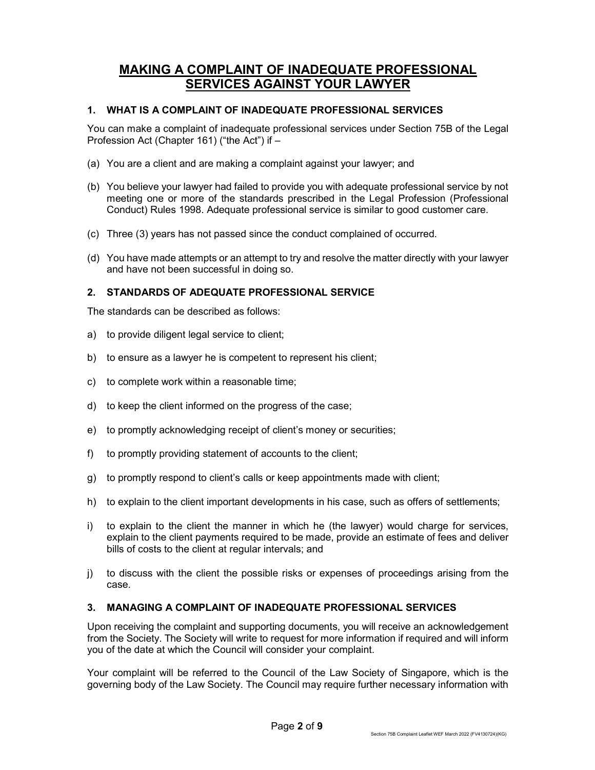# MAKING A COMPLAINT OF INADEQUATE PROFESSIONAL SERVICES AGAINST YOUR LAWYER

## 1. WHAT IS A COMPLAINT OF INADEQUATE PROFESSIONAL SERVICES

You can make a complaint of inadequate professional services under Section 75B of the Legal Profession Act (Chapter 161) ("the Act") if –

(a) You are a client and are making a complaint against your lawyer; and

(b) You believe your lawyer had failed to provide you with adequate professional service by not meeting one or more of the standards prescribed in the Legal Profession (Professional Conduct) Rules 1998. Adequate professional service is similar to good customer care.

(c) Three (3) years has not passed since the conduct complained of occurred.

(d) You have made attempts or an attempt to try and resolve the matter directly with your lawyer and have not been successful in doing so.

## 2. STANDARDS OF ADEQUATE PROFESSIONAL SERVICE

The standards can be described as follows:

a) to provide diligent legal service to client;

b) to ensure as a lawyer he is competent to represent his client;

c) to complete work within a reasonable time;

d) to keep the client informed on the progress of the case;

e) to promptly acknowledging receipt of client's money or securities;

f) to promptly providing statement of accounts to the client;

g) to promptly respond to client's calls or keep appointments made with client;

h) to explain to the client important developments in his case, such as offers of settlements;

i) to explain to the client the manner in which he (the lawyer) would charge for services, explain to the client payments required to be made, provide an estimate of fees and deliver bills of costs to the client at regular intervals; and

j) to discuss with the client the possible risks or expenses of proceedings arising from the case.

## 3. MANAGING A COMPLAINT OF INADEQUATE PROFESSIONAL SERVICES

Upon receiving the complaint and supporting documents, you will receive an acknowledgement from the Society. The Society will write to request for more information if required and will inform you of the date at which the Council will consider your complaint.

Your complaint will be referred to the Council of the Law Society of Singapore, which is the governing body of the Law Society. The Council may require further necessary information with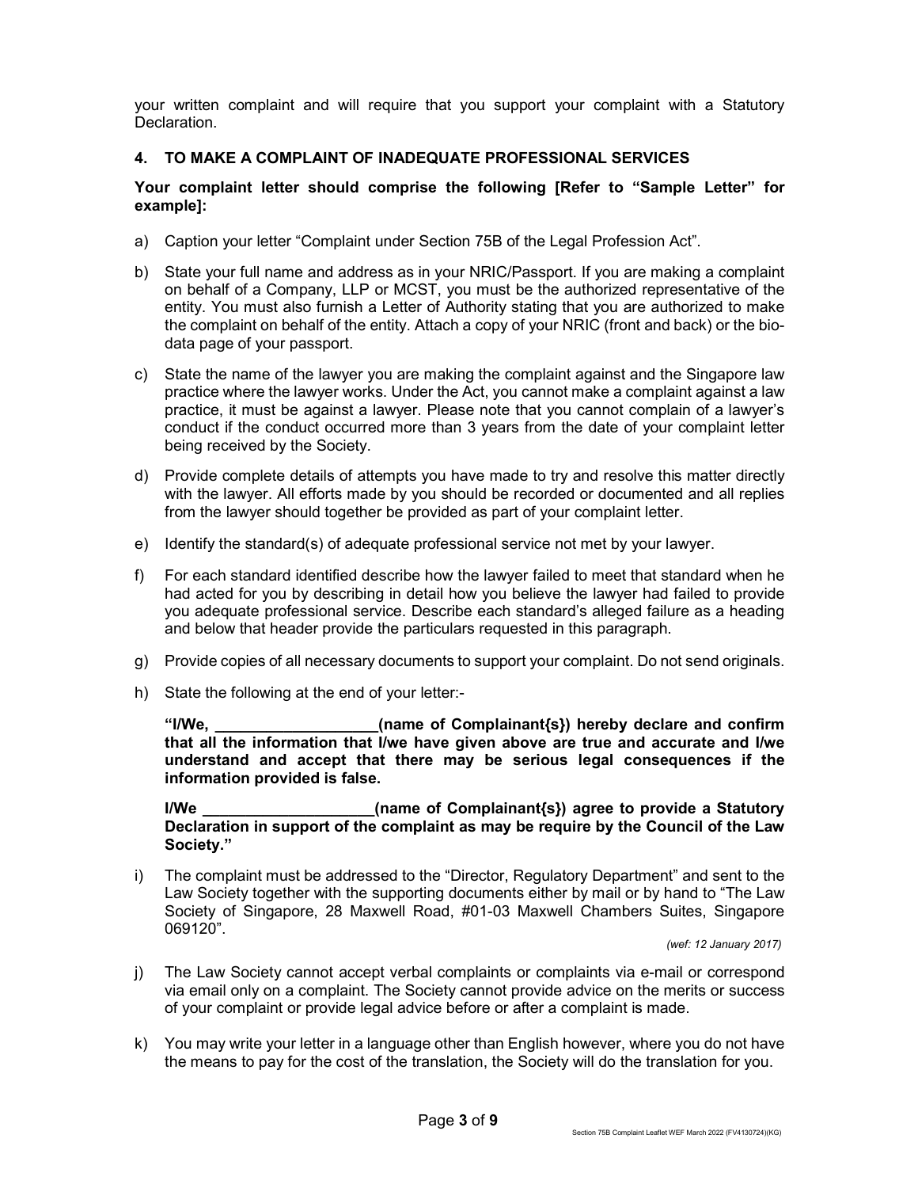your written complaint and will require that you support your complaint with a Statutory Declaration.

## 4. TO MAKE A COMPLAINT OF INADEQUATE PROFESSIONAL SERVICES

**Your complaint letter should comprise the following [Refer to "Sample Letter" for example]:**

a) Caption your letter "Complaint under Section 75B of the Legal Profession Act".

b) State your full name and address as in your NRIC/Passport. If you are making a complaint on behalf of a Company, LLP or MCST, you must be the authorized representative of the entity. You must also furnish a Letter of Authority stating that you are authorized to make the complaint on behalf of the entity. Attach a copy of your NRIC (front and back) or the bio-data page of your passport.

c) State the name of the lawyer you are making the complaint against and the Singapore law practice where the lawyer works. Under the Act, you cannot make a complaint against a law practice, it must be against a lawyer. Please note that you cannot complain of a lawyer's conduct if the conduct occurred more than 3 years from the date of your complaint letter being received by the Society.

d) Provide complete details of attempts you have made to try and resolve this matter directly with the lawyer. All efforts made by you should be recorded or documented and all replies from the lawyer should together be provided as part of your complaint letter.

e) Identify the standard(s) of adequate professional service not met by your lawyer.

f) For each standard identified describe how the lawyer failed to meet that standard when he had acted for you by describing in detail how you believe the lawyer had failed to provide you adequate professional service. Describe each standard's alleged failure as a heading and below that header provide the particulars requested in this paragraph.

g) Provide copies of all necessary documents to support your complaint. Do not send originals.

h) State the following at the end of your letter:-

**"I/We, ___________________(name of Complainant{s}) hereby declare and confirm that all the information that I/we have given above are true and accurate and I/we understand and accept that there may be serious legal consequences if the information provided is false.**

**I/We ____________________(name of Complainant{s}) agree to provide a Statutory Declaration in support of the complaint as may be require by the Council of the Law Society."**

i) The complaint must be addressed to the "Director, Regulatory Department" and sent to the Law Society together with the supporting documents either by mail or by hand to "The Law Society of Singapore, 28 Maxwell Road, #01-03 Maxwell Chambers Suites, Singapore 069120".

*(wef: 12 January 2017)*

j) The Law Society cannot accept verbal complaints or complaints via e-mail or correspond via email only on a complaint. The Society cannot provide advice on the merits or success of your complaint or provide legal advice before or after a complaint is made.

k) You may write your letter in a language other than English however, where you do not have the means to pay for the cost of the translation, the Society will do the translation for you.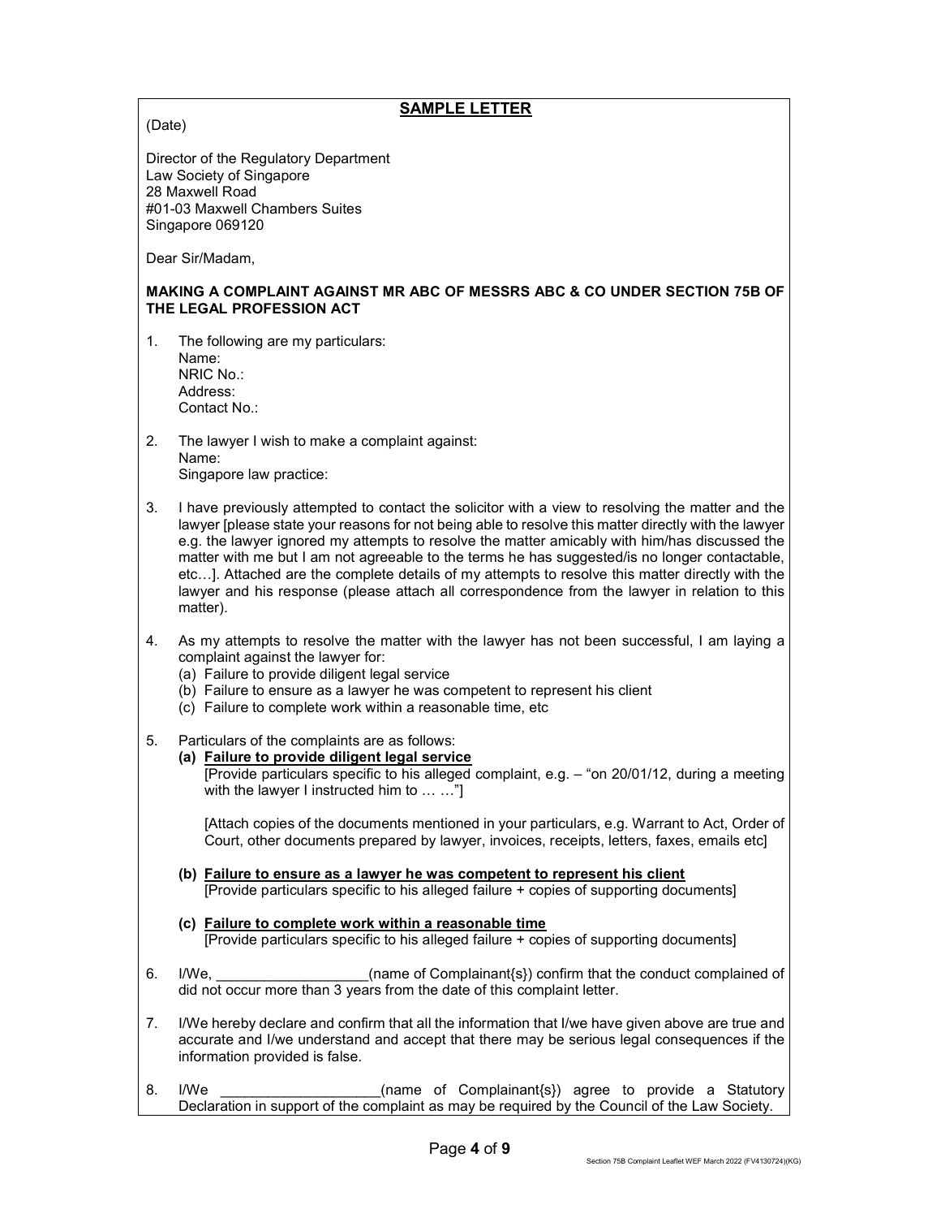## SAMPLE LETTER

(Date)

Director of the Regulatory Department
Law Society of Singapore
28 Maxwell Road
#01-03 Maxwell Chambers Suites
Singapore 069120

Dear Sir/Madam,

**MAKING A COMPLAINT AGAINST MR ABC OF MESSRS ABC & CO UNDER SECTION 75B OF THE LEGAL PROFESSION ACT**

1. The following are my particulars:
   Name:
   NRIC No.:
   Address:
   Contact No.:

2. The lawyer I wish to make a complaint against:
   Name:
   Singapore law practice:

3. I have previously attempted to contact the solicitor with a view to resolving the matter and the lawyer [please state your reasons for not being able to resolve this matter directly with the lawyer e.g. the lawyer ignored my attempts to resolve the matter amicably with him/has discussed the matter with me but I am not agreeable to the terms he has suggested/is no longer contactable, etc…]. Attached are the complete details of my attempts to resolve this matter directly with the lawyer and his response (please attach all correspondence from the lawyer in relation to this matter).

4. As my attempts to resolve the matter with the lawyer has not been successful, I am laying a complaint against the lawyer for:
   (a) Failure to provide diligent legal service
   (b) Failure to ensure as a lawyer he was competent to represent his client
   (c) Failure to complete work within a reasonable time, etc

5. Particulars of the complaints are as follows:
   **(a) Failure to provide diligent legal service**
   [Provide particulars specific to his alleged complaint, e.g. – "on 20/01/12, during a meeting with the lawyer I instructed him to … …"]

   [Attach copies of the documents mentioned in your particulars, e.g. Warrant to Act, Order of Court, other documents prepared by lawyer, invoices, receipts, letters, faxes, emails etc]

   **(b) Failure to ensure as a lawyer he was competent to represent his client**
   [Provide particulars specific to his alleged failure + copies of supporting documents]

   **(c) Failure to complete work within a reasonable time**
   [Provide particulars specific to his alleged failure + copies of supporting documents]

6. I/We, ___________________(name of Complainant{s}) confirm that the conduct complained of did not occur more than 3 years from the date of this complaint letter.

7. I/We hereby declare and confirm that all the information that I/we have given above are true and accurate and I/we understand and accept that there may be serious legal consequences if the information provided is false.

8. I/We ____________________(name of Complainant{s}) agree to provide a Statutory Declaration in support of the complaint as may be required by the Council of the Law Society.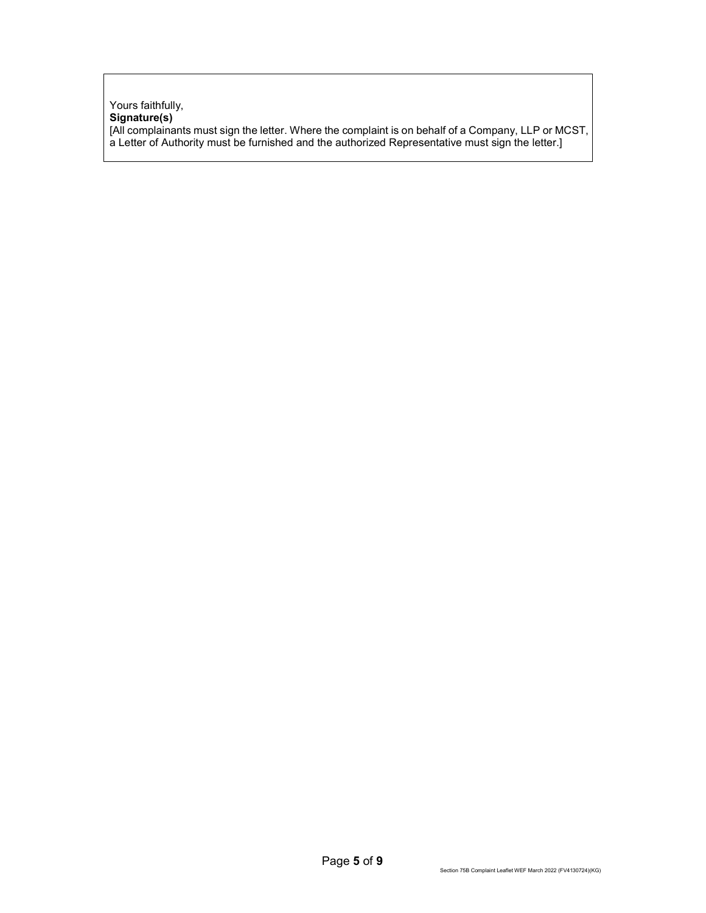Yours faithfully,
**Signature(s)**
[All complainants must sign the letter. Where the complaint is on behalf of a Company, LLP or MCST, a Letter of Authority must be furnished and the authorized Representative must sign the letter.]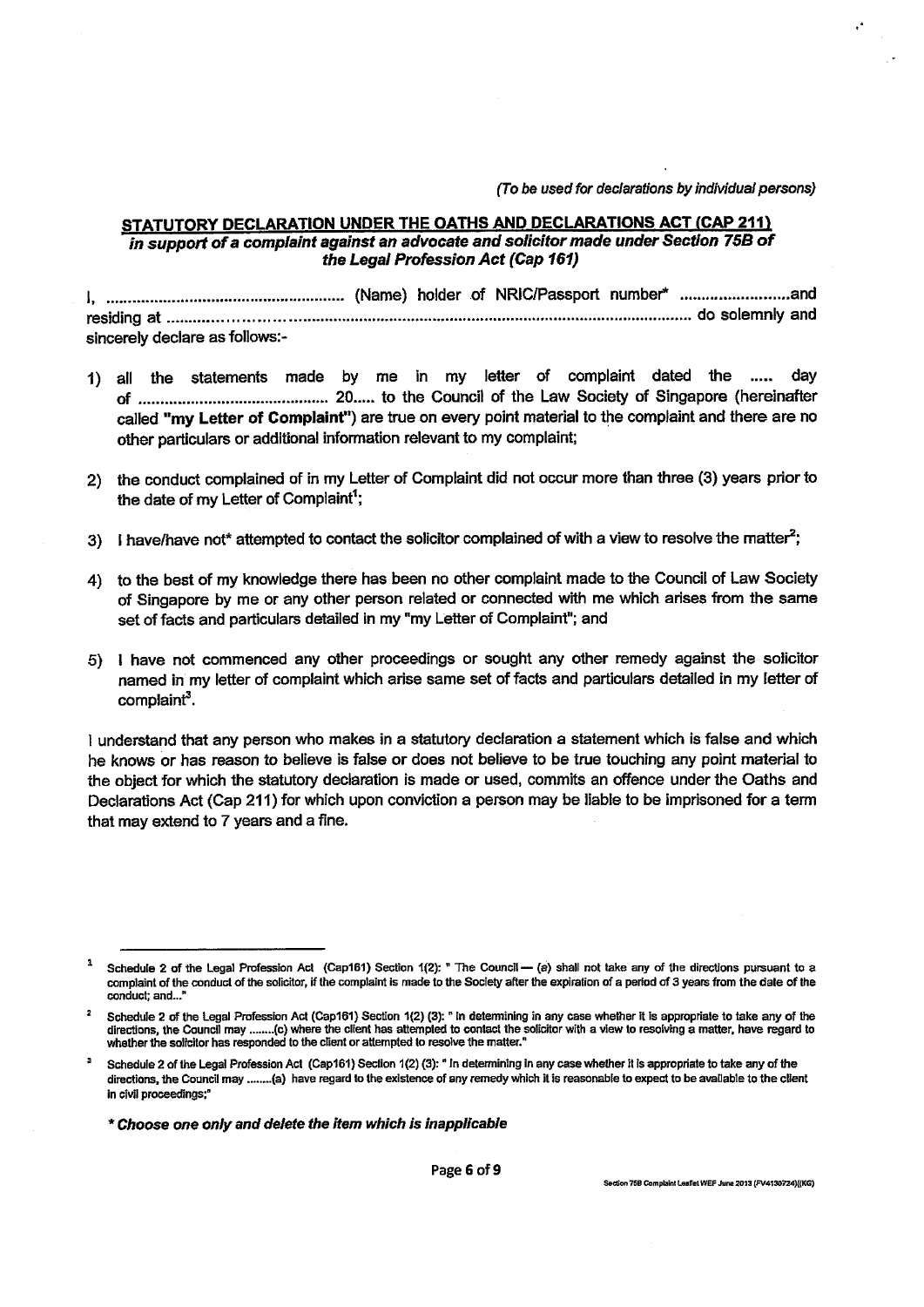*(To be used for declarations by individual persons)*

## STATUTORY DECLARATION UNDER THE OATHS AND DECLARATIONS ACT (CAP 211)

### *in support of a complaint against an advocate and solicitor made under Section 75B of the Legal Profession Act (Cap 161)*

I, ........................................................ (Name) holder of NRIC/Passport number* .........................and residing at ....................................................................................................................... do solemnly and sincerely declare as follows:-

1) all the statements made by me in my letter of complaint dated the ..... day of ........................................... 20..... to the Council of the Law Society of Singapore (hereinafter called **"my Letter of Complaint"**) are true on every point material to the complaint and there are no other particulars or additional information relevant to my complaint;

2) the conduct complained of in my Letter of Complaint did not occur more than three (3) years prior to the date of my Letter of Complaint[1];

3) I have/have not* attempted to contact the solicitor complained of with a view to resolve the matter[2];

4) to the best of my knowledge there has been no other complaint made to the Council of Law Society of Singapore by me or any other person related or connected with me which arises from the same set of facts and particulars detailed in my "my Letter of Complaint"; and

5) I have not commenced any other proceedings or sought any other remedy against the solicitor named in my letter of complaint which arise same set of facts and particulars detailed in my letter of complaint[3].

I understand that any person who makes in a statutory declaration a statement which is false and which he knows or has reason to believe is false or does not believe to be true touching any point material to the object for which the statutory declaration is made or used, commits an offence under the Oaths and Declarations Act (Cap 211) for which upon conviction a person may be liable to be imprisoned for a term that may extend to 7 years and a fine.

---

[1] Schedule 2 of the Legal Profession Act (Cap161) Section 1(2): " The Council — (a) shall not take any of the directions pursuant to a complaint of the conduct of the solicitor, if the complaint is made to the Society after the expiration of a period of 3 years from the date of the conduct; and..."

[2] Schedule 2 of the Legal Profession Act (Cap161) Section 1(2) (3): " In determining in any case whether it is appropriate to take any of the directions, the Council may ........(c) where the client has attempted to contact the solicitor with a view to resolving a matter, have regard to whether the solicitor has responded to the client or attempted to resolve the matter."

[3] Schedule 2 of the Legal Profession Act (Cap161) Section 1(2) (3): " In determining in any case whether it is appropriate to take any of the directions, the Council may ........(a) have regard to the existence of any remedy which it is reasonable to expect to be available to the client in civil proceedings;"

***\* Choose one only and delete the item which is inapplicable***

Section 75B Complaint Leaflet WEF June 2013 (FV4130724)((KG)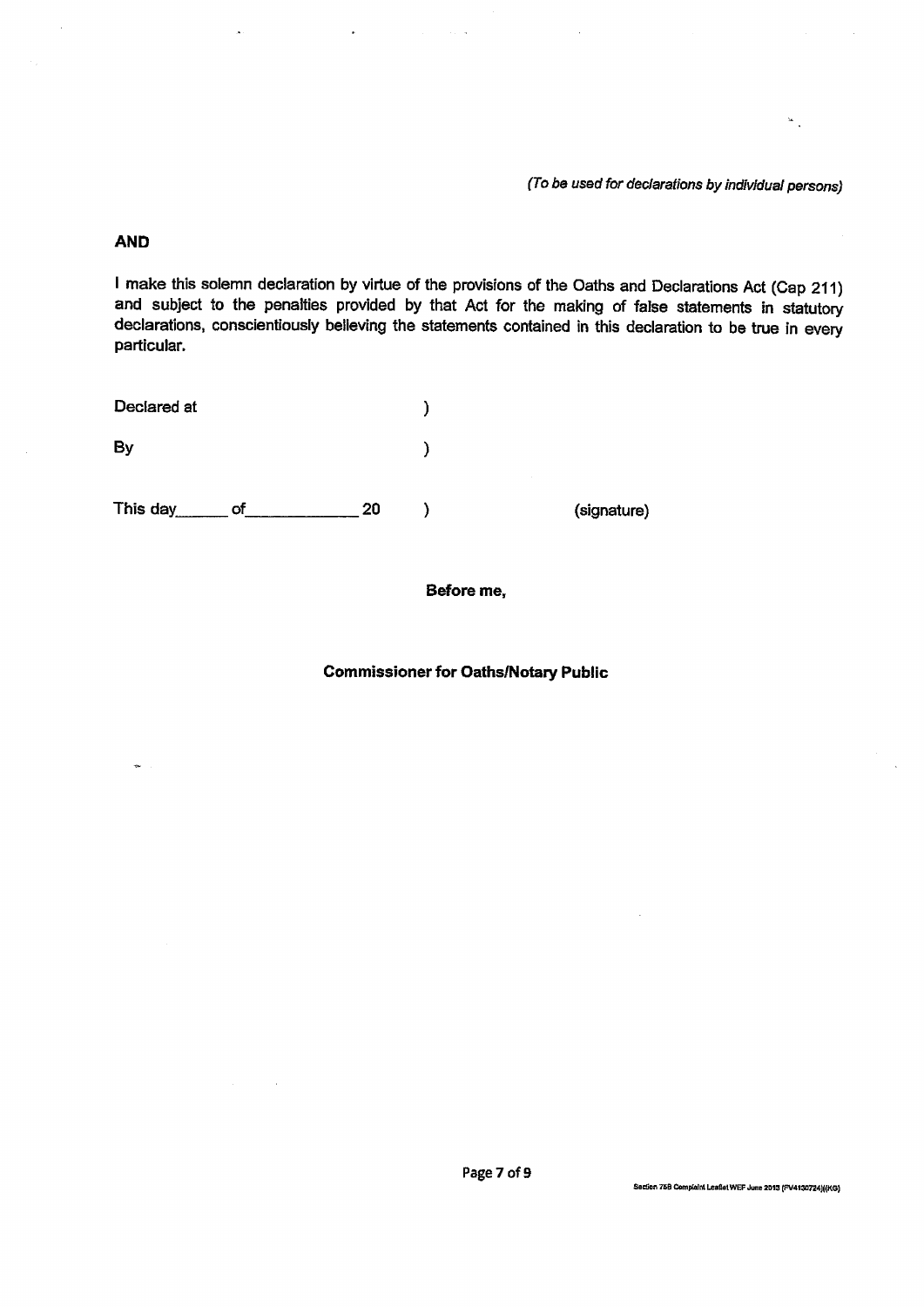*(To be used for declarations by individual persons)*

**AND**

I make this solemn declaration by virtue of the provisions of the Oaths and Declarations Act (Cap 211) and subject to the penalties provided by that Act for the making of false statements in statutory declarations, conscientiously believing the statements contained in this declaration to be true in every particular.

Declared at )

By )

This day\_\_\_\_\_\_ of\_\_\_\_\_\_\_\_\_\_\_\_\_ 20 ) (signature)

**Before me,**

**Commissioner for Oaths/Notary Public**

Section 75B Complaint Leaflet WEF June 2013 (FV4130724)(KG)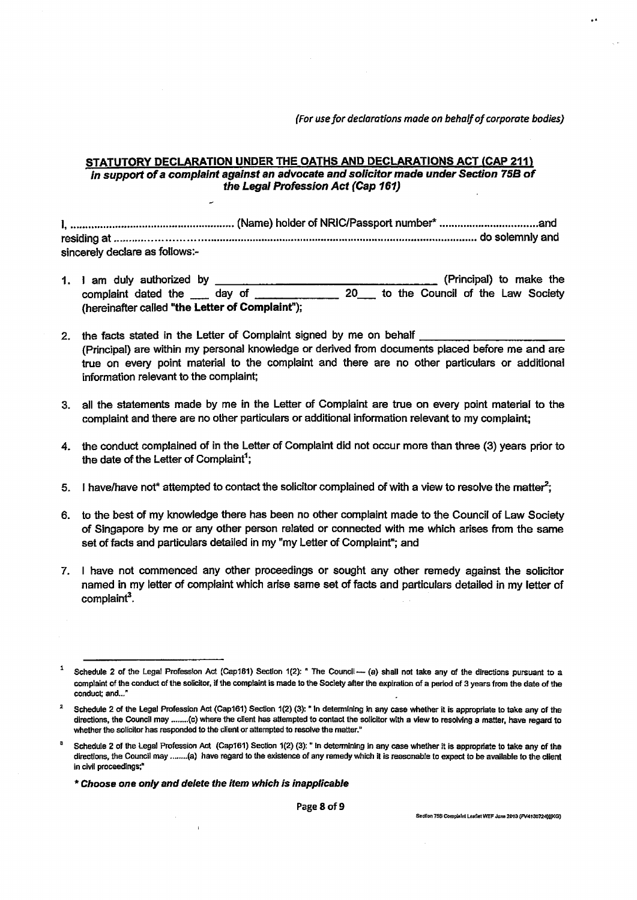*(For use for declarations made on behalf of corporate bodies)*

**STATUTORY DECLARATION UNDER THE OATHS AND DECLARATIONS ACT (CAP 211)**
***in support of a complaint against an advocate and solicitor made under Section 75B of the Legal Profession Act (Cap 161)***

I, ........................................................ (Name) holder of NRIC/Passport number* ................................and residing at ........................................................................................................... do solemnly and sincerely declare as follows:-

1. I am duly authorized by ________________________________ (Principal) to make the complaint dated the ___ day of ____________ 20___ to the Council of the Law Society (hereinafter called **"the Letter of Complaint"**);

2. the facts stated in the Letter of Complaint signed by me on behalf ____________________ (Principal) are within my personal knowledge or derived from documents placed before me and are true on every point material to the complaint and there are no other particulars or additional information relevant to the complaint;

3. all the statements made by me in the Letter of Complaint are true on every point material to the complaint and there are no other particulars or additional information relevant to my complaint;

4. the conduct complained of in the Letter of Complaint did not occur more than three (3) years prior to the date of the Letter of Complaint[1];

5. I have/have not* attempted to contact the solicitor complained of with a view to resolve the matter[2];

6. to the best of my knowledge there has been no other complaint made to the Council of Law Society of Singapore by me or any other person related or connected with me which arises from the same set of facts and particulars detailed in my "my Letter of Complaint"; and

7. I have not commenced any other proceedings or sought any other remedy against the solicitor named in my letter of complaint which arise same set of facts and particulars detailed in my letter of complaint[3].

---

[1] Schedule 2 of the Legal Profession Act (Cap161) Section 1(2): " The Council — (a) shall not take any of the directions pursuant to a complaint of the conduct of the solicitor, if the complaint is made to the Society after the expiration of a period of 3 years from the date of the conduct; and..."

[2] Schedule 2 of the Legal Profession Act (Cap161) Section 1(2) (3): " In determining in any case whether it is appropriate to take any of the directions, the Council may ........(c) where the client has attempted to contact the solicitor with a view to resolving a matter, have regard to whether the solicitor has responded to the client or attempted to resolve the matter."

[3] Schedule 2 of the Legal Profession Act (Cap161) Section 1(2) (3): " In determining in any case whether it is appropriate to take any of the directions, the Council may ........(a) have regard to the existence of any remedy which it is reasonable to expect to be available to the client in civil proceedings;"

***\* Choose one only and delete the item which is inapplicable***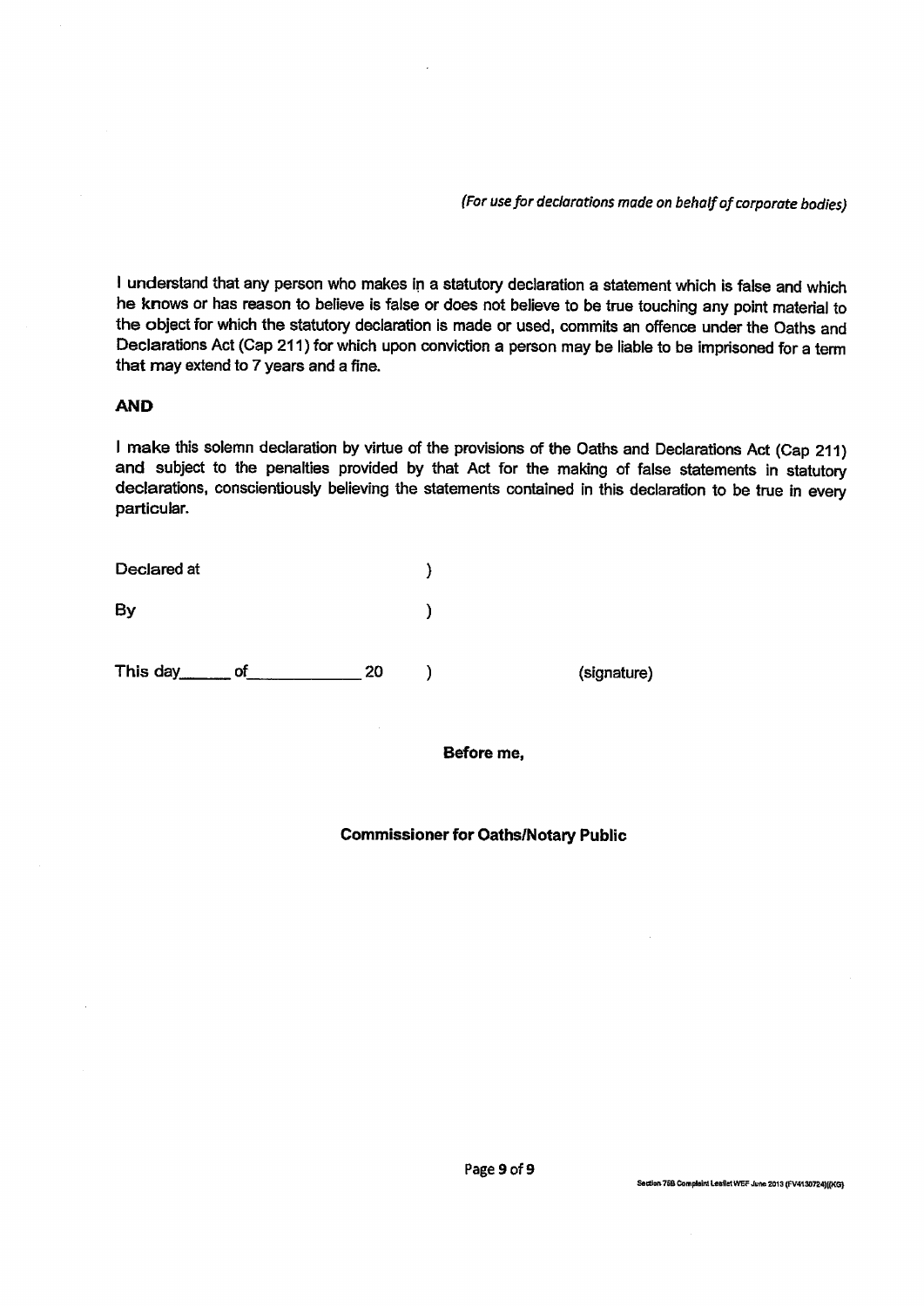*(For use for declarations made on behalf of corporate bodies)*

I understand that any person who makes in a statutory declaration a statement which is false and which he knows or has reason to believe is false or does not believe to be true touching any point material to the object for which the statutory declaration is made or used, commits an offence under the Oaths and Declarations Act (Cap 211) for which upon conviction a person may be liable to be imprisoned for a term that may extend to 7 years and a fine.

**AND**

I make this solemn declaration by virtue of the provisions of the Oaths and Declarations Act (Cap 211) and subject to the penalties provided by that Act for the making of false statements in statutory declarations, conscientiously believing the statements contained in this declaration to be true in every particular.

Declared at )

By )

This day\_\_\_\_\_\_ of\_\_\_\_\_\_\_\_\_\_\_\_ 20 ) (signature)

**Before me,**

**Commissioner for Oaths/Notary Public**

Section 75B Complaint Leaflet WEF June 2013 (FV4130724)(KG)